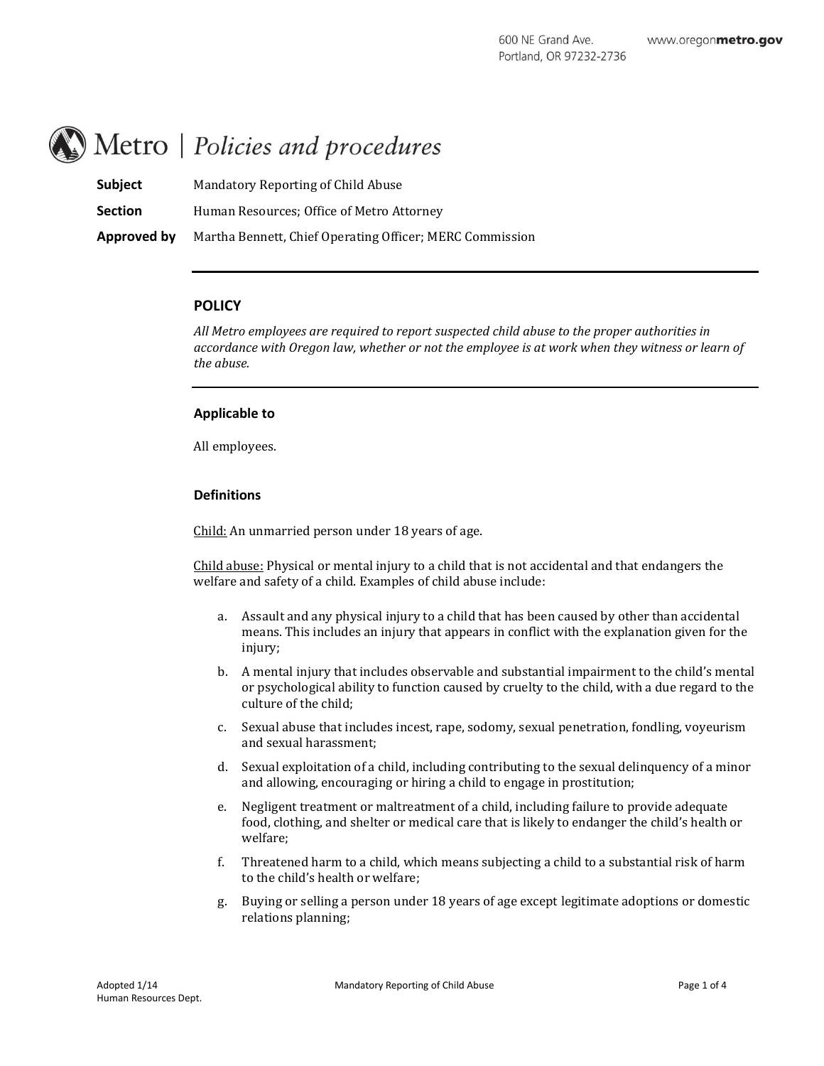# Metro | *Policies and procedures*

| | |
|---|---|
| **Subject** | Mandatory Reporting of Child Abuse |
| **Section** | Human Resources; Office of Metro Attorney |
| **Approved by** | Martha Bennett, Chief Operating Officer; MERC Commission |

## POLICY

*All Metro employees are required to report suspected child abuse to the proper authorities in accordance with Oregon law, whether or not the employee is at work when they witness or learn of the abuse.*

### Applicable to

All employees.

### Definitions

Child: An unmarried person under 18 years of age.

Child abuse: Physical or mental injury to a child that is not accidental and that endangers the welfare and safety of a child. Examples of child abuse include:

a. Assault and any physical injury to a child that has been caused by other than accidental means. This includes an injury that appears in conflict with the explanation given for the injury;

b. A mental injury that includes observable and substantial impairment to the child's mental or psychological ability to function caused by cruelty to the child, with a due regard to the culture of the child;

c. Sexual abuse that includes incest, rape, sodomy, sexual penetration, fondling, voyeurism and sexual harassment;

d. Sexual exploitation of a child, including contributing to the sexual delinquency of a minor and allowing, encouraging or hiring a child to engage in prostitution;

e. Negligent treatment or maltreatment of a child, including failure to provide adequate food, clothing, and shelter or medical care that is likely to endanger the child's health or welfare;

f. Threatened harm to a child, which means subjecting a child to a substantial risk of harm to the child's health or welfare;

g. Buying or selling a person under 18 years of age except legitimate adoptions or domestic relations planning;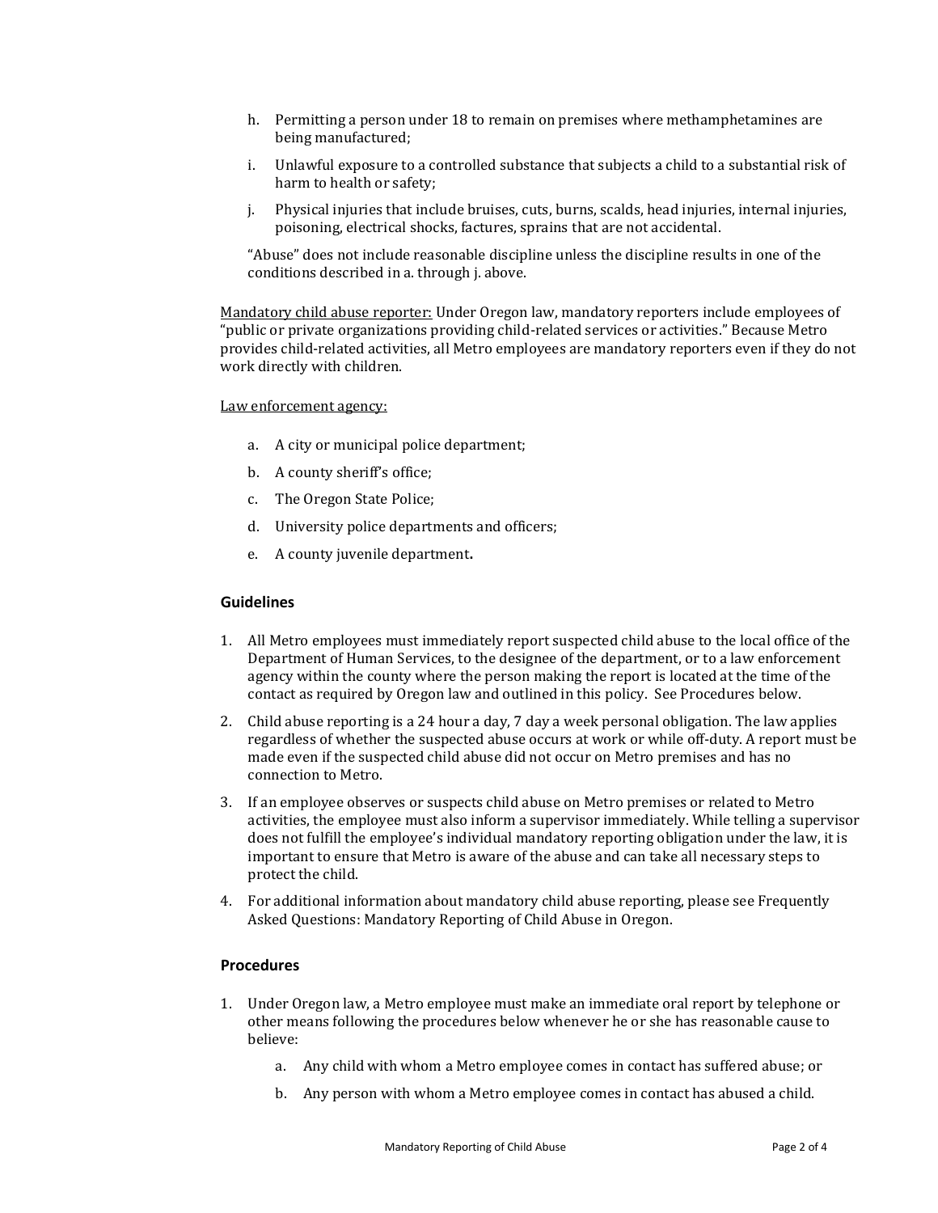h. Permitting a person under 18 to remain on premises where methamphetamines are being manufactured;

i. Unlawful exposure to a controlled substance that subjects a child to a substantial risk of harm to health or safety;

j. Physical injuries that include bruises, cuts, burns, scalds, head injuries, internal injuries, poisoning, electrical shocks, factures, sprains that are not accidental.

"Abuse" does not include reasonable discipline unless the discipline results in one of the conditions described in a. through j. above.

Mandatory child abuse reporter: Under Oregon law, mandatory reporters include employees of "public or private organizations providing child-related services or activities." Because Metro provides child-related activities, all Metro employees are mandatory reporters even if they do not work directly with children.

Law enforcement agency:

a. A city or municipal police department;

b. A county sheriff's office;

c. The Oregon State Police;

d. University police departments and officers;

e. A county juvenile department**.**

## Guidelines

1. All Metro employees must immediately report suspected child abuse to the local office of the Department of Human Services, to the designee of the department, or to a law enforcement agency within the county where the person making the report is located at the time of the contact as required by Oregon law and outlined in this policy. See Procedures below.
2. Child abuse reporting is a 24 hour a day, 7 day a week personal obligation. The law applies regardless of whether the suspected abuse occurs at work or while off-duty. A report must be made even if the suspected child abuse did not occur on Metro premises and has no connection to Metro.
3. If an employee observes or suspects child abuse on Metro premises or related to Metro activities, the employee must also inform a supervisor immediately. While telling a supervisor does not fulfill the employee's individual mandatory reporting obligation under the law, it is important to ensure that Metro is aware of the abuse and can take all necessary steps to protect the child.
4. For additional information about mandatory child abuse reporting, please see Frequently Asked Questions: Mandatory Reporting of Child Abuse in Oregon.

## Procedures

1. Under Oregon law, a Metro employee must make an immediate oral report by telephone or other means following the procedures below whenever he or she has reasonable cause to believe:
   a. Any child with whom a Metro employee comes in contact has suffered abuse; or
   b. Any person with whom a Metro employee comes in contact has abused a child.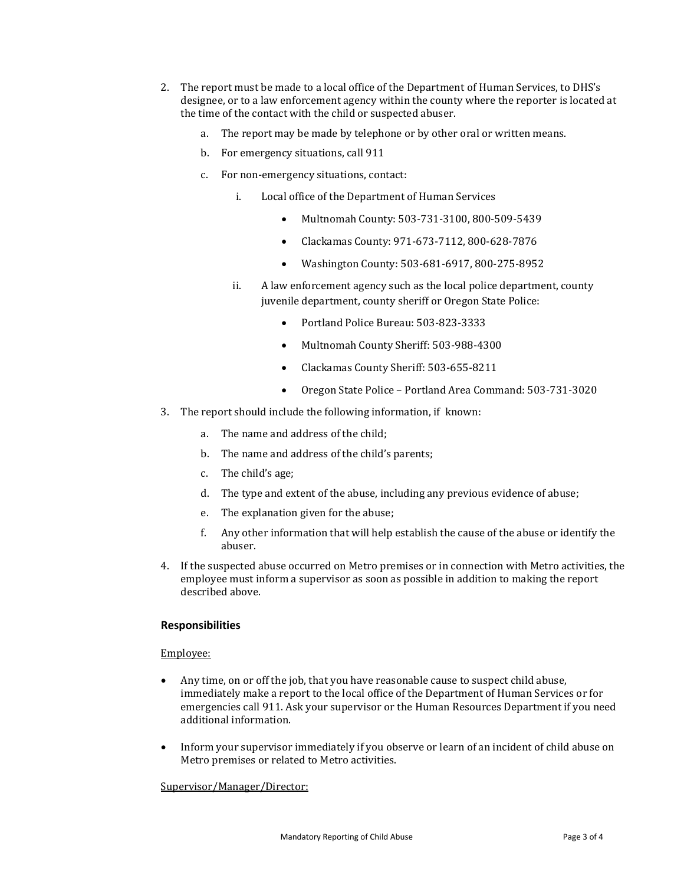2. The report must be made to a local office of the Department of Human Services, to DHS's designee, or to a law enforcement agency within the county where the reporter is located at the time of the contact with the child or suspected abuser.

   a. The report may be made by telephone or by other oral or written means.

   b. For emergency situations, call 911

   c. For non-emergency situations, contact:

      i. Local office of the Department of Human Services

         - Multnomah County: 503-731-3100, 800-509-5439
         - Clackamas County: 971-673-7112, 800-628-7876
         - Washington County: 503-681-6917, 800-275-8952

      ii. A law enforcement agency such as the local police department, county juvenile department, county sheriff or Oregon State Police:

         - Portland Police Bureau: 503-823-3333
         - Multnomah County Sheriff: 503-988-4300
         - Clackamas County Sheriff: 503-655-8211
         - Oregon State Police – Portland Area Command: 503-731-3020

3. The report should include the following information, if known:

   a. The name and address of the child;

   b. The name and address of the child's parents;

   c. The child's age;

   d. The type and extent of the abuse, including any previous evidence of abuse;

   e. The explanation given for the abuse;

   f. Any other information that will help establish the cause of the abuse or identify the abuser.

4. If the suspected abuse occurred on Metro premises or in connection with Metro activities, the employee must inform a supervisor as soon as possible in addition to making the report described above.

### Responsibilities

<u>Employee:</u>

- Any time, on or off the job, that you have reasonable cause to suspect child abuse, immediately make a report to the local office of the Department of Human Services or for emergencies call 911. Ask your supervisor or the Human Resources Department if you need additional information.

- Inform your supervisor immediately if you observe or learn of an incident of child abuse on Metro premises or related to Metro activities.

<u>Supervisor/Manager/Director:</u>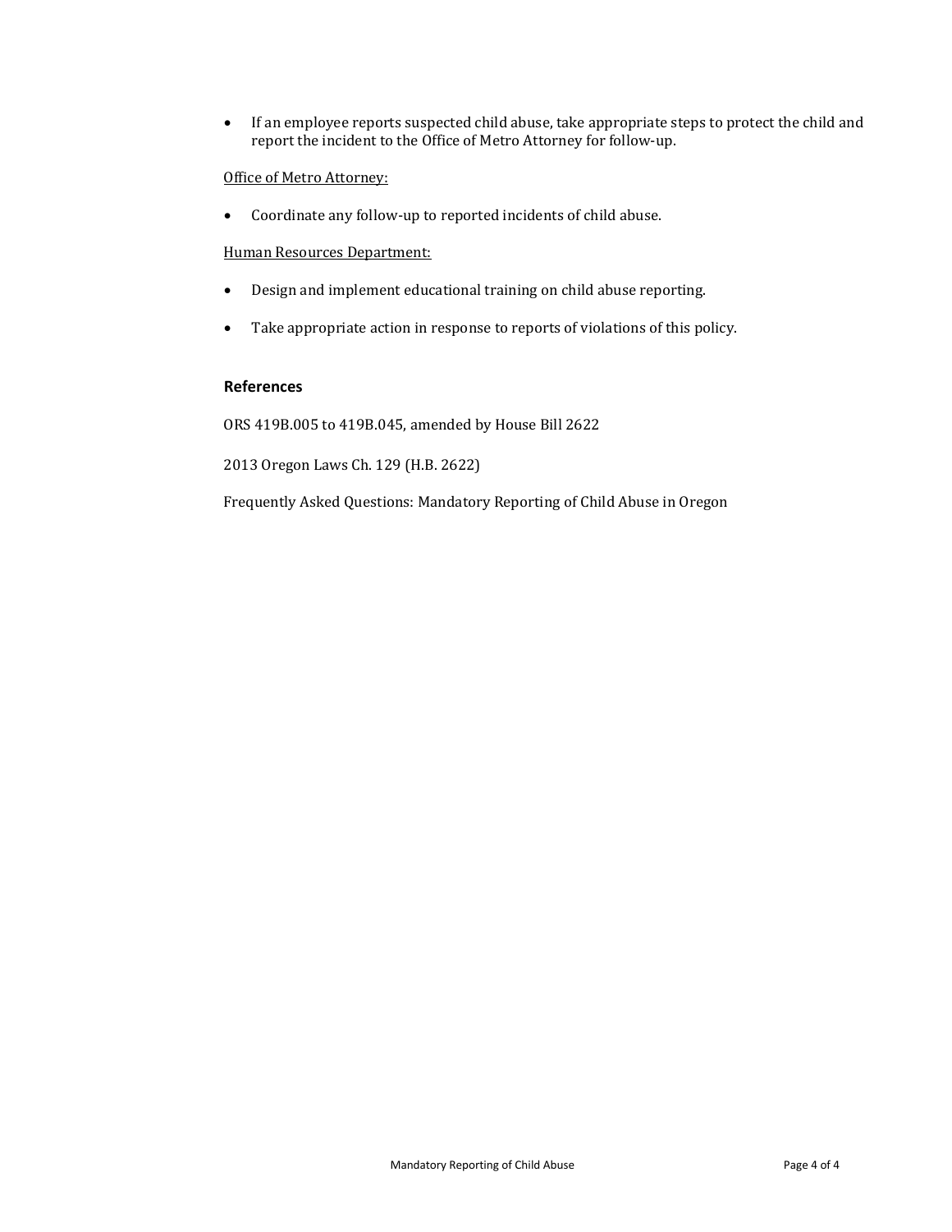- If an employee reports suspected child abuse, take appropriate steps to protect the child and report the incident to the Office of Metro Attorney for follow-up.

Office of Metro Attorney:

- Coordinate any follow-up to reported incidents of child abuse.

Human Resources Department:

- Design and implement educational training on child abuse reporting.
- Take appropriate action in response to reports of violations of this policy.

### References

ORS 419B.005 to 419B.045, amended by House Bill 2622

2013 Oregon Laws Ch. 129 (H.B. 2622)

Frequently Asked Questions: Mandatory Reporting of Child Abuse in Oregon